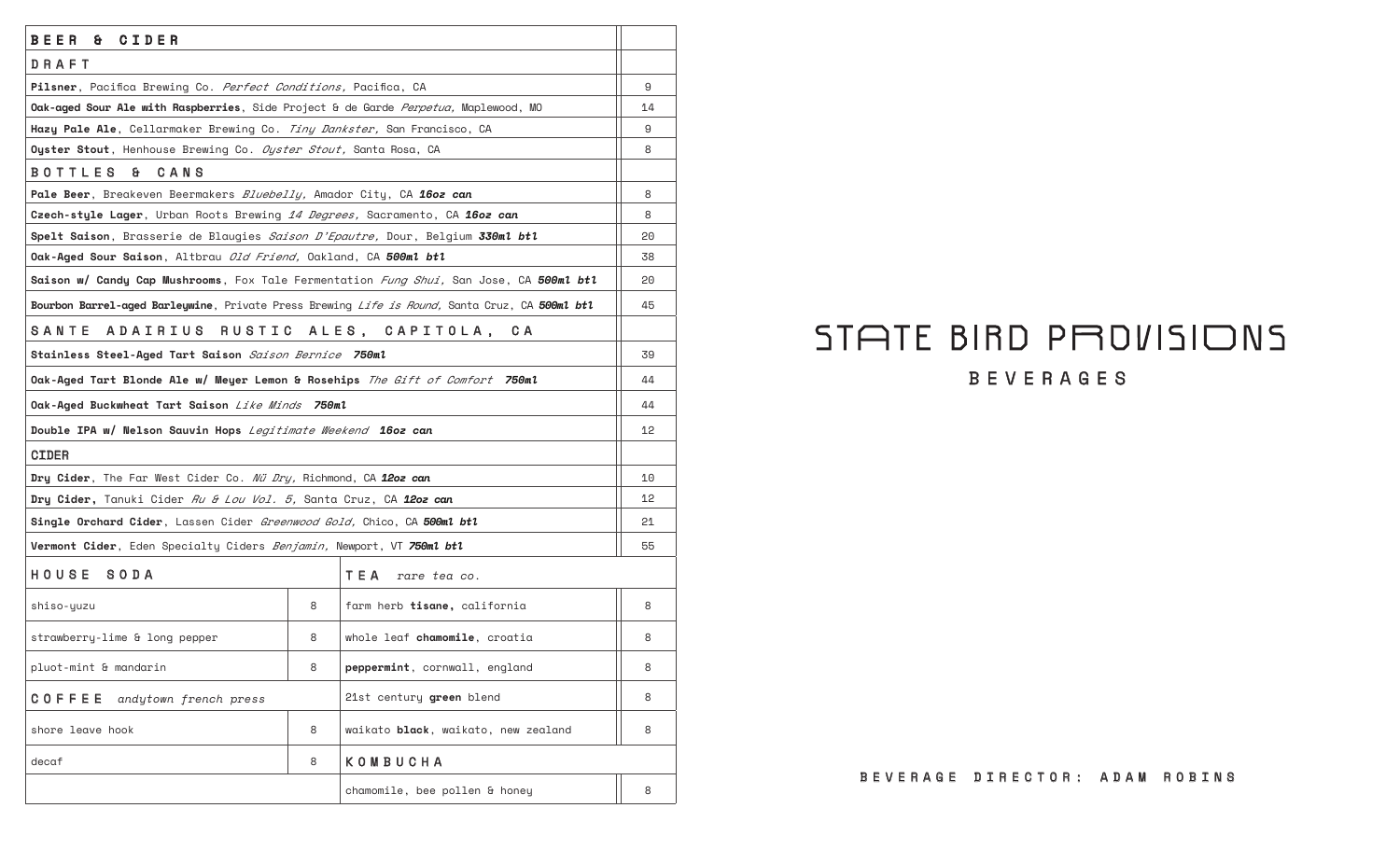# BEER & CIDER

## DRAFT

| Item | Price |
|---|---|
| **Pilsner**, Pacifica Brewing Co. *Perfect Conditions,* Pacifica, CA | 9 |
| **Oak-aged Sour Ale with Raspberries**, Side Project & de Garde *Perpetua,* Maplewood, MO | 14 |
| **Hazy Pale Ale**, Cellarmaker Brewing Co. *Tiny Dankster,* San Francisco, CA | 9 |
| **Oyster Stout**, Henhouse Brewing Co. *Oyster Stout,* Santa Rosa, CA | 8 |

## BOTTLES & CANS

| Item | Price |
|---|---|
| **Pale Beer**, Breakeven Beermakers *Bluebelly,* Amador City, CA ***16oz can*** | 8 |
| **Czech-style Lager**, Urban Roots Brewing *14 Degrees,* Sacramento, CA ***16oz can*** | 8 |
| **Spelt Saison**, Brasserie de Blaugies *Saison D'Epautre,* Dour, Belgium ***330ml btl*** | 20 |
| **Oak-Aged Sour Saison**, Altbrau *Old Friend,* Oakland, CA ***500ml btl*** | 38 |
| **Saison w/ Candy Cap Mushrooms**, Fox Tale Fermentation *Fung Shui,* San Jose, CA ***500ml btl*** | 20 |
| **Bourbon Barrel-aged Barleywine**, Private Press Brewing *Life is Round,* Santa Cruz, CA ***500ml btl*** | 45 |

## SANTE ADAIRIUS RUSTIC ALES, CAPITOLA, CA

| Item | Price |
|---|---|
| **Stainless Steel-Aged Tart Saison** *Saison Bernice* ***750ml*** | 39 |
| **Oak-Aged Tart Blonde Ale w/ Meyer Lemon & Rosehips** *The Gift of Comfort* ***750ml*** | 44 |
| **Oak-Aged Buckwheat Tart Saison** *Like Minds* ***750ml*** | 44 |
| **Double IPA w/ Nelson Sauvin Hops** *Legitimate Weekend* ***16oz can*** | 12 |

## CIDER

| Item | Price |
|---|---|
| **Dry Cider**, The Far West Cider Co. *Nü Dry,* Richmond, CA ***12oz can*** | 10 |
| **Dry Cider,** Tanuki Cider *Au & Lou Vol. 5,* Santa Cruz, CA ***12oz can*** | 12 |
| **Single Orchard Cider**, Lassen Cider *Greenwood Gold,* Chico, CA ***500ml btl*** | 21 |
| **Vermont Cider**, Eden Specialty Ciders *Benjamin,* Newport, VT ***750ml btl*** | 55 |

## HOUSE SODA

| Item | Price |
|---|---|
| shiso-yuzu | 8 |
| strawberry-lime & long pepper | 8 |
| pluot-mint & mandarin | 8 |

## COFFEE *andytown french press*

| Item | Price |
|---|---|
| shore leave hook | 8 |
| decaf | 8 |

## TEA *rare tea co.*

| Item | Price |
|---|---|
| farm herb **tisane,** california | 8 |
| whole leaf **chamomile**, croatia | 8 |
| **peppermint**, cornwall, england | 8 |
| 21st century **green** blend | 8 |
| waikato **black**, waikato, new zealand | 8 |

## KOMBUCHA

| Item | Price |
|---|---|
| chamomile, bee pollen & honey | 8 |

# STATE BIRD PROVISIONS

## BEVERAGES

BEVERAGE DIRECTOR: ADAM ROBINS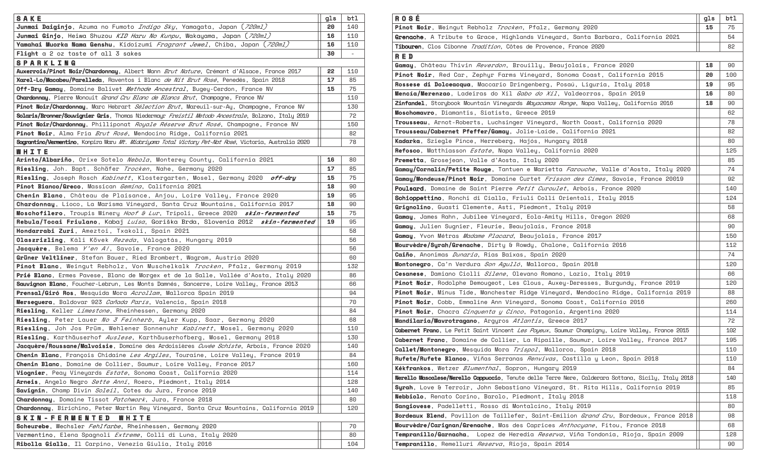| SAKE | gls | btl |
|---|---|---|
| **Junmai Daiginjo**, Azuma no Fumoto *Indigo Sky*, Yamagata, Japan (720ml) | 20 | 140 |
| **Junmai Ginjo**, Heiwa Shuzou *KID Haru No Kunpu*, Wakayama, Japan (720ml) | 16 | 110 |
| **Yamahai Muroka Nama Genshu**, Kidoizumi *Fragrant Jewel*, Chiba, Japan (720ml) | 16 | 110 |
| **Flight** a 2 oz taste of all 3 sakes | 30 | - |

| SPARKLING | gls | btl |
|---|---|---|
| **Auxerrois/Pinot Noir/Chardonnay**, Albert Mann *Brut Nature*, Crémant d'Alsace, France 2017 | 22 | 110 |
| **Xarel-Lo/Macabeu/Parellada**, Raventos i Blanc *de Nit Brut Rosé*, Penedès, Spain 2018 | 17 | 85 |
| **Off-Dry Gamay**, Domaine Balivet *Methode Ancestral*, Bugey-Cerdon, France NV | 15 | 75 |
| **Chardonnay**, Pierre Moncuit *Grand Cru Blanc de Blancs Brut*, Champagne, France NV | | 110 |
| **Pinot Noir/Chardonnay**, Marc Hebrart *Sélection Brut*, Mareuil-sur-Ay, Champagne, France NV | | 130 |
| **Solaris/Bronner/Souvignier Gris**, Thomas Niedermayr *Freistil Metodo Ancestrale*, Bolzano, Italy 2019 | | 72 |
| **Pinot Noir/Chardonnay**, Philliponat *Royale Réserve Brut Rosé*, Champagne, France NV | | 150 |
| **Pinot Noir**, Alma Fria *Brut Rosé*, Mendocino Ridge, California 2021 | | 82 |
| **Sagrantino/Vermentino**, Konpira Maru *Mt. Midoriyama Total Victory Pet-Nat Rosé*, Victoria, Australia 2020 | | 78 |

| WHITE | gls | btl |
|---|---|---|
| **Arinto/Albariño**, Orixe Sotelo *Nebola*, Monterey County, California 2021 | 16 | 80 |
| **Riesling**, Joh. Bapt. Schäfer *Trocken*, Nahe, Germany 2020 | 17 | 85 |
| **Riesling**, Joseph Rosch *Kabinett*, Klostergarten, Mosel, Germany 2020 ***off-dry*** | 15 | 75 |
| **Pinot Bianco/Greco**, Massican *Gemina*, California 2021 | 18 | 90 |
| **Chenin Blanc**, Château de Plaisance, Anjou, Loire Valley, France 2020 | 19 | 95 |
| **Chardonnay**, Lioco, La Marisma Vineyard, Santa Cruz Mountains, California 2017 | 18 | 90 |
| **Moschofilero**, Troupis Winery *Hoof & Lur*, Tripoli, Greece 2020 ***skin-fermented*** | 15 | 75 |
| **Rebula/Tocai Friulano**, Kabaj *Luisa*, Goriška Brda, Slovenia 2012 ***skin-fermented*** | 19 | 95 |
| **Hondarrabi Zuri**, Ameztoi, Txakoli, Spain 2021 | | 58 |
| **Olaszrizling**, Káli Kövek *Rezeda*, Válogatás, Hungary 2019 | | 56 |
| **Jacquère**, Belema *Y'en A!*, Savoie, France 2020 | | 56 |
| **Grüner Veltliner**, Stefan Bauer, Ried Brombert, Wagram, Austria 2020 | | 60 |
| **Pinot Blanc**, Weingut Rebholz *Von Muschelkalk Trocken*, Pfalz, Germany 2019 | | 132 |
| **Prié Blanc**, Ermes Pavese, Blanc de Morgex et de la Salle, Vallée d'Aosta, Italy 2020 | | 86 |
| **Sauvignon Blanc**, Foucher-Lebrun, Les Monts Damnés, Sancerre, Loire Valley, France 2013 | | 66 |
| **Prensal/Giró Ros**, Mesquida Mora *Acrollam*, Mallorca Spain 2019 | | 94 |
| **Merseguera**, Baldovar 923 *Cañada Paris*, Valencia, Spain 2018 | | 70 |
| **Riesling**, Keller *Limestone*, Rheinhessen, Germany 2020 | | 84 |
| **Riesling**, Peter Lauer *No 3 Feinherb*, Ayler Kupp, Saar, Germany 2020 | | 68 |
| **Riesling**, Joh Jos Prüm, Wehlener Sonnenuhr *Kabinett*, Mosel, Germany 2020 | | 110 |
| **Riesling**, Karthäuserhof *Auslese*, Karthäuserhofberg, Mosel, Germany 2018 | | 130 |
| **Jacquère/Roussane/Malvoisie**, Domaine des Ardoisières *Cuvée Schiste*, Arbois, France 2020 | | 140 |
| **Chenin Blanc**, François Chidaine *Les Argiles*, Touraine, Loire Valley, France 2019 | | 84 |
| **Chenin Blanc**, Domaine de Collier, Saumur, Loire Valley, France 2017 | | 160 |
| **Viognier**, Peay Vineyards *Estate*, Sonoma Coast, California 2020 | | 114 |
| **Arneis**, Angelo Negro *Sette Anni*, Roero, Piedmont, Italy 2014 | | 128 |
| **Savignin**, Champ Divin *Soleil*, Cotes du Jura, France 2019 | | 140 |
| **Chardonnay**, Domaine Tissot *Patchwork*, Jura, France 2018 | | 80 |
| **Chardonnay**, Birichino, Peter Martin Rey Vineyard, Santa Cruz Mountains, California 2019 | | 120 |

| SKIN-FERMENTED WHITE | gls | btl |
|---|---|---|
| **Scheurebe**, Wechsler *Fehlfarbe*, Rheinhessen, Germany 2020 | | 70 |
| **Vermentino**, Elena Spagnoli *Extreme*, Colli di Luna, Italy 2020 | | 80 |
| **Ribolla Gialla**, Il Carpino, Venezia Giulia, Italy 2016 | | 104 |

| ROSÉ | gls | btl |
|---|---|---|
| **Pinot Noir**, Weingut Rebholz *Trocken*, Pfalz, Germany 2020 | 15 | 75 |
| **Grenache**, A Tribute to Grace, Highlands Vineyard, Santa Barbara, California 2021 | | 54 |
| **Tibouren**, Clos Cibonne *Tradition*, Côtes de Provence, France 2020 | | 82 |

| RED | gls | btl |
|---|---|---|
| **Gamay**, Château Thivin *Reverdon*, Brouilly, Beaujolais, France 2020 | 18 | 90 |
| **Pinot Noir**, Red Car, Zephyr Farms Vineyard, Sonoma Coast, California 2015 | 20 | 100 |
| **Rossese di Dolceacqua**, Maccario Dringenberg, Posaú, Liguria, Italy 2018 | 19 | 95 |
| **Mencía/Merenzao**, Ladeiras do Xil *Gabo do Xil*, Valdeorras, Spain 2019 | 16 | 80 |
| **Zinfandel**, Storybook Mountain Vineyards *Mayacamas Range*, Napa Valley, California 2016 | 18 | 90 |
| **Moschomavro**, Diamantis, Siatista, Greece 2019 | | 62 |
| **Trousseau**, Arnot-Roberts, Luchsinger Vineyard, North Coast, California 2020 | | 78 |
| **Trousseau/Cabernet Pfeffer/Gamay**, Jolie-Laide, California 2021 | | 82 |
| **Kadarka**, Sziegle Pince, Herreberg, Hajós, Hungary 2018 | | 80 |
| **Refosco**, Matthiasson *Estate*, Napa Valley, California 2020 | | 125 |
| **Premetta**, Grosejean, Valle d'Aosta, Italy 2020 | | 85 |
| **Gamay/Cornalin/Petite Rouge**, Tantuen e Marietta *Farouche*, Valle d'Aosta, Italy 2020 | | 74 |
| **Gamay/Mondeuse/Pinot Noir**, Domaine Curtet *Frisson des Cimes*, Savoie, France 20019 | | 92 |
| **Poulsard**, Domaine de Saint Pierre *Petit Curoulet*, Arbois, France 2020 | | 140 |
| **Schioppettino**, Ronchi di Cialla, Friuli Colli Orientali, Italy 2015 | | 124 |
| **Grignolino**, Guasti Clemente, Asti, Piedmont, Italy 2019 | | 58 |
| **Gamay**, James Rahn, Jubilee Vineyard, Eola-Amity Hills, Oregon 2020 | | 68 |
| **Gamay**, Julien Sugnier, Fleurie, Beaujolais, France 2018 | | 90 |
| **Gamay**, Yvon Métras *Madame Placard*, Beaujolais, France 2017 | | 150 |
| **Mourvèdre/Syrah/Grenache**, Dirty & Rowdy, Chalone, California 2016 | | 112 |
| **Caiño**, Anonimas *Dunaria*, Rias Baixas, Spain 2020 | | 74 |
| **Montonegro**, Ca'n Verdura *Son Agulló*, Mallorca, Spain 2018 | | 120 |
| **Cesanese**, Damiano Ciolli *Silene*, Olevano Romano, Lazio, Italy 2019 | | 66 |
| **Pinot Noir**, Rodolphe Demougeot, Les Clous, Auxey-Deresses, Burgundy, France 2019 | | 120 |
| **Pinot Noir**, Minus Tide, Manchester Ridge Vineyard, Mendocino Ridge, California 2019 | | 88 |
| **Pinot Noir**, Cobb, Emmaline Ann Vineyard, Sonoma Coast, California 2016 | | 260 |
| **Pinot Noir**, Chacra *Cinquenta y Cinco*, Patagonia, Argentina 2020 | | 114 |
| **Mandilaria/Mavrotragano**, Argyros *Atlantis*, Greece 2017 | | 72 |
| **Cabernet Franc**, Le Petit Saint Vincent *Les Poyeux*, Saumur Champigny, Loire Valley, France 2015 | | 102 |
| **Cabernet Franc**, Domaine de Collier, La Ripaille, Saumur, Loire Valley, France 2017 | | 195 |
| **Callet/Montonegro**, Mesquida Mora *Trispol*, Mallorca, Spain 2018 | | 110 |
| **Rufete/Rufete Blanco**, Viñas Serranas *Renvivas*, Castilla y Leon, Spain 2018 | | 110 |
| **Kékfrankos**, Wetzer *Blumenthal*, Sopron, Hungary 2019 | | 84 |
| **Nerello Mascalese/Nerello Cappuccio**, Tenute delle Terre Nere, Calderara Sottana, Sicily, Italy 2018 | | 140 |
| **Syrah**, Love & Terroir, John Sebastiano Vineyard, St. Rita Hills, California 2019 | | 85 |
| **Nebbiolo**, Renato Corino, Barolo, Piedmont, Italy 2018 | | 118 |
| **Sangiovese**, Padelletti, Rosso di Montalcino, Italy 2019 | | 80 |
| **Bordeaux Blend**, Pavillon de Taillefer, Saint-Emilion *Grand Cru*, Bordeaux, France 2018 | | 98 |
| **Mourvèdre/Carignan/Grenache**, Mas des Caprices *Anthocyane*, Fitou, France 2018 | | 68 |
| **Tempranillo/Garnacha**, Lopez de Heredia *Reserva*, Viña Tondonia, Rioja, Spain 2009 | | 128 |
| **Tempranillo**, Remelluri *Reserva*, Rioja, Spain 2014 | | 90 |